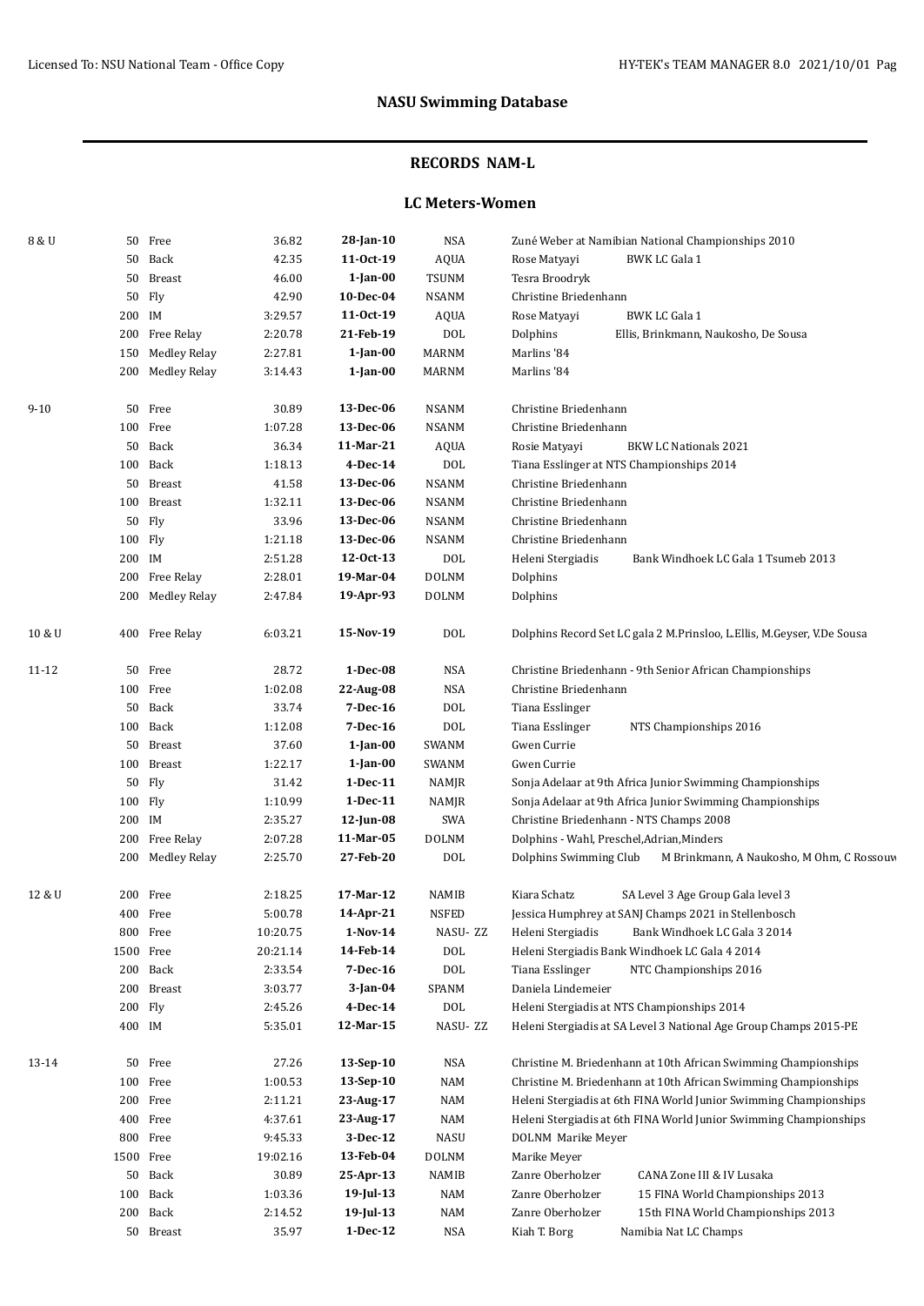## NASU Swimming Database

### RECORDS NAM-L

### LC Meters-Women

| Age | Dist | Event | Time | Date | Team | Name / Meet |
|---|---|---|---|---|---|---|
| 8 & U | 50 | Free | 36.82 | **28-Jan-10** | NSA | Zuné Weber at Namibian National Championships 2010 |
| | 50 | Back | 42.35 | **11-Oct-19** | AQUA | Rose Matyayi BWK LC Gala 1 |
| | 50 | Breast | 46.00 | **1-Jan-00** | TSUNM | Tesra Broodryk |
| | 50 | Fly | 42.90 | **10-Dec-04** | NSANM | Christine Briedenhann |
| | 200 | IM | 3:29.57 | **11-Oct-19** | AQUA | Rose Matyayi BWK LC Gala 1 |
| | 200 | Free Relay | 2:20.78 | **21-Feb-19** | DOL | Dolphins Ellis, Brinkmann, Naukosho, De Sousa |
| | 150 | Medley Relay | 2:27.81 | **1-Jan-00** | MARNM | Marlins '84 |
| | 200 | Medley Relay | 3:14.43 | **1-Jan-00** | MARNM | Marlins '84 |
| 9-10 | 50 | Free | 30.89 | **13-Dec-06** | NSANM | Christine Briedenhann |
| | 100 | Free | 1:07.28 | **13-Dec-06** | NSANM | Christine Briedenhann |
| | 50 | Back | 36.34 | **11-Mar-21** | AQUA | Rosie Matyayi BKW LC Nationals 2021 |
| | 100 | Back | 1:18.13 | **4-Dec-14** | DOL | Tiana Esslinger at NTS Championships 2014 |
| | 50 | Breast | 41.58 | **13-Dec-06** | NSANM | Christine Briedenhann |
| | 100 | Breast | 1:32.11 | **13-Dec-06** | NSANM | Christine Briedenhann |
| | 50 | Fly | 33.96 | **13-Dec-06** | NSANM | Christine Briedenhann |
| | 100 | Fly | 1:21.18 | **13-Dec-06** | NSANM | Christine Briedenhann |
| | 200 | IM | 2:51.28 | **12-Oct-13** | DOL | Heleni Stergiadis Bank Windhoek LC Gala 1 Tsumeb 2013 |
| | 200 | Free Relay | 2:28.01 | **19-Mar-04** | DOLNM | Dolphins |
| | 200 | Medley Relay | 2:47.84 | **19-Apr-93** | DOLNM | Dolphins |
| 10 & U | 400 | Free Relay | 6:03.21 | **15-Nov-19** | DOL | Dolphins Record Set LC gala 2 M.Prinsloo, L.Ellis, M.Geyser, V.De Sousa |
| 11-12 | 50 | Free | 28.72 | **1-Dec-08** | NSA | Christine Briedenhann - 9th Senior African Championships |
| | 100 | Free | 1:02.08 | **22-Aug-08** | NSA | Christine Briedenhann |
| | 50 | Back | 33.74 | **7-Dec-16** | DOL | Tiana Esslinger |
| | 100 | Back | 1:12.08 | **7-Dec-16** | DOL | Tiana Esslinger NTS Championships 2016 |
| | 50 | Breast | 37.60 | **1-Jan-00** | SWANM | Gwen Currie |
| | 100 | Breast | 1:22.17 | **1-Jan-00** | SWANM | Gwen Currie |
| | 50 | Fly | 31.42 | **1-Dec-11** | NAMJR | Sonja Adelaar at 9th Africa Junior Swimming Championships |
| | 100 | Fly | 1:10.99 | **1-Dec-11** | NAMJR | Sonja Adelaar at 9th Africa Junior Swimming Championships |
| | 200 | IM | 2:35.27 | **12-Jun-08** | SWA | Christine Briedenhann - NTS Champs 2008 |
| | 200 | Free Relay | 2:07.28 | **11-Mar-05** | DOLNM | Dolphins - Wahl, Preschel,Adrian,Minders |
| | 200 | Medley Relay | 2:25.70 | **27-Feb-20** | DOL | Dolphins Swimming Club M Brinkmann, A Naukosho, M Ohm, C Rossouw |
| 12 & U | 200 | Free | 2:18.25 | **17-Mar-12** | NAMIB | Kiara Schatz SA Level 3 Age Group Gala level 3 |
| | 400 | Free | 5:00.78 | **14-Apr-21** | NSFED | Jessica Humphrey at SANJ Champs 2021 in Stellenbosch |
| | 800 | Free | 10:20.75 | **1-Nov-14** | NASU- ZZ | Heleni Stergiadis Bank Windhoek LC Gala 3 2014 |
| | 1500 | Free | 20:21.14 | **14-Feb-14** | DOL | Heleni Stergiadis Bank Windhoek LC Gala 4 2014 |
| | 200 | Back | 2:33.54 | **7-Dec-16** | DOL | Tiana Esslinger NTC Championships 2016 |
| | 200 | Breast | 3:03.77 | **3-Jan-04** | SPANM | Daniela Lindemeier |
| | 200 | Fly | 2:45.26 | **4-Dec-14** | DOL | Heleni Stergiadis at NTS Championships 2014 |
| | 400 | IM | 5:35.01 | **12-Mar-15** | NASU- ZZ | Heleni Stergiadis at SA Level 3 National Age Group Champs 2015-PE |
| 13-14 | 50 | Free | 27.26 | **13-Sep-10** | NSA | Christine M. Briedenhann at 10th African Swimming Championships |
| | 100 | Free | 1:00.53 | **13-Sep-10** | NAM | Christine M. Briedenhann at 10th African Swimming Championships |
| | 200 | Free | 2:11.21 | **23-Aug-17** | NAM | Heleni Stergiadis at 6th FINA World Junior Swimming Championships |
| | 400 | Free | 4:37.61 | **23-Aug-17** | NAM | Heleni Stergiadis at 6th FINA World Junior Swimming Championships |
| | 800 | Free | 9:45.33 | **3-Dec-12** | NASU | DOLNM Marike Meyer |
| | 1500 | Free | 19:02.16 | **13-Feb-04** | DOLNM | Marike Meyer |
| | 50 | Back | 30.89 | **25-Apr-13** | NAMIB | Zanre Oberholzer CANA Zone III & IV Lusaka |
| | 100 | Back | 1:03.36 | **19-Jul-13** | NAM | Zanre Oberholzer 15 FINA World Championships 2013 |
| | 200 | Back | 2:14.52 | **19-Jul-13** | NAM | Zanre Oberholzer 15th FINA World Championships 2013 |
| | 50 | Breast | 35.97 | **1-Dec-12** | NSA | Kiah T. Borg Namibia Nat LC Champs |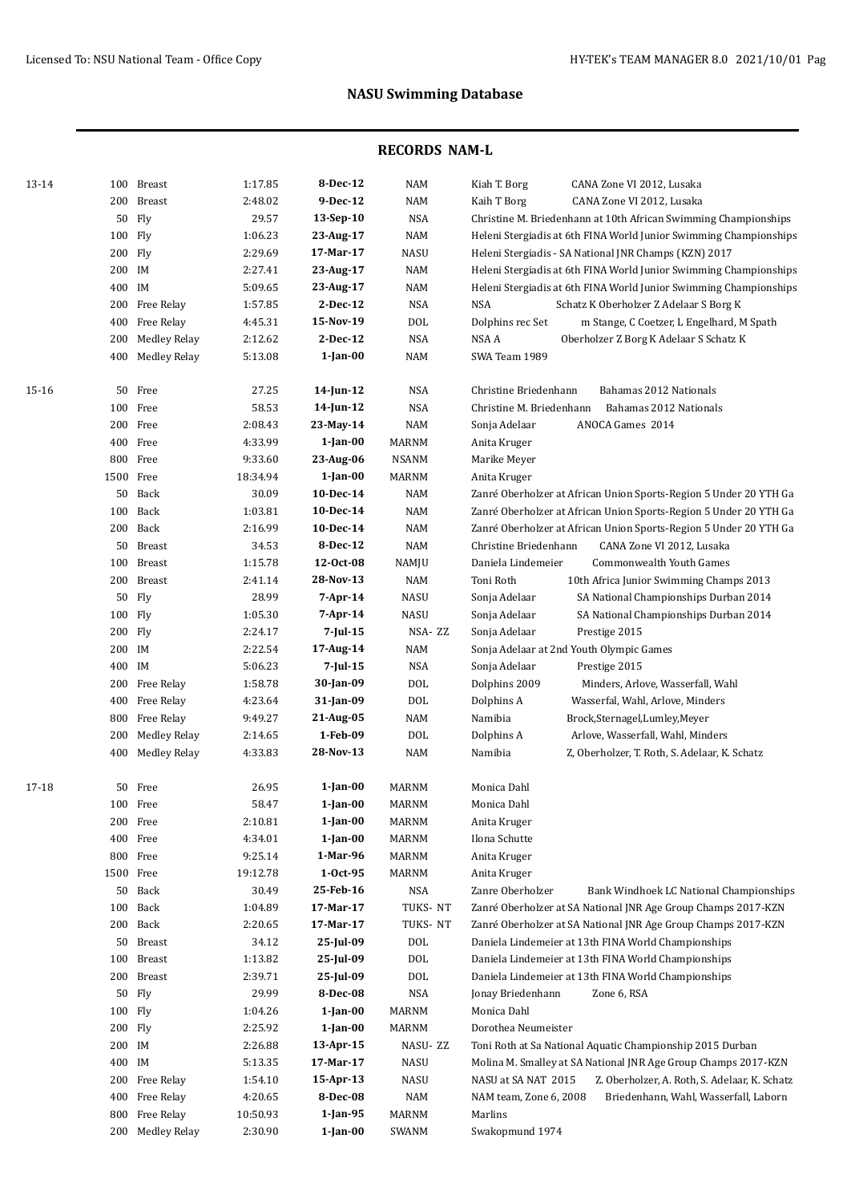# NASU Swimming Database

## RECORDS NAM-L

| Age | Event | | Time | Date | Club | Name / Meet |
|---|---|---|---|---|---|---|
| 13-14 | 100 | Breast | 1:17.85 | **8-Dec-12** | NAM | Kiah T. Borg CANA Zone VI 2012, Lusaka |
| | 200 | Breast | 2:48.02 | **9-Dec-12** | NAM | Kaih T Borg CANA Zone VI 2012, Lusaka |
| | 50 | Fly | 29.57 | **13-Sep-10** | NSA | Christine M. Briedenhann at 10th African Swimming Championships |
| | 100 | Fly | 1:06.23 | **23-Aug-17** | NAM | Heleni Stergiadis at 6th FINA World Junior Swimming Championships |
| | 200 | Fly | 2:29.69 | **17-Mar-17** | NASU | Heleni Stergiadis - SA National JNR Champs (KZN) 2017 |
| | 200 | IM | 2:27.41 | **23-Aug-17** | NAM | Heleni Stergiadis at 6th FINA World Junior Swimming Championships |
| | 400 | IM | 5:09.65 | **23-Aug-17** | NAM | Heleni Stergiadis at 6th FINA World Junior Swimming Championships |
| | 200 | Free Relay | 1:57.85 | **2-Dec-12** | NSA | NSA Schatz K Oberholzer Z Adelaar S Borg K |
| | 400 | Free Relay | 4:45.31 | **15-Nov-19** | DOL | Dolphins rec Set m Stange, C Coetzer, L Engelhard, M Spath |
| | 200 | Medley Relay | 2:12.62 | **2-Dec-12** | NSA | NSA A Oberholzer Z Borg K Adelaar S Schatz K |
| | 400 | Medley Relay | 5:13.08 | **1-Jan-00** | NAM | SWA Team 1989 |
| 15-16 | 50 | Free | 27.25 | **14-Jun-12** | NSA | Christine Briedenhann Bahamas 2012 Nationals |
| | 100 | Free | 58.53 | **14-Jun-12** | NSA | Christine M. Briedenhann Bahamas 2012 Nationals |
| | 200 | Free | 2:08.43 | **23-May-14** | NAM | Sonja Adelaar ANOCA Games 2014 |
| | 400 | Free | 4:33.99 | **1-Jan-00** | MARNM | Anita Kruger |
| | 800 | Free | 9:33.60 | **23-Aug-06** | NSANM | Marike Meyer |
| | 1500 | Free | 18:34.94 | **1-Jan-00** | MARNM | Anita Kruger |
| | 50 | Back | 30.09 | **10-Dec-14** | NAM | Zanré Oberholzer at African Union Sports-Region 5 Under 20 YTH Ga |
| | 100 | Back | 1:03.81 | **10-Dec-14** | NAM | Zanré Oberholzer at African Union Sports-Region 5 Under 20 YTH Ga |
| | 200 | Back | 2:16.99 | **10-Dec-14** | NAM | Zanré Oberholzer at African Union Sports-Region 5 Under 20 YTH Ga |
| | 50 | Breast | 34.53 | **8-Dec-12** | NAM | Christine Briedenhann CANA Zone VI 2012, Lusaka |
| | 100 | Breast | 1:15.78 | **12-Oct-08** | NAMJU | Daniela Lindemeier Commonwealth Youth Games |
| | 200 | Breast | 2:41.14 | **28-Nov-13** | NAM | Toni Roth 10th Africa Junior Swimming Champs 2013 |
| | 50 | Fly | 28.99 | **7-Apr-14** | NASU | Sonja Adelaar SA National Championships Durban 2014 |
| | 100 | Fly | 1:05.30 | **7-Apr-14** | NASU | Sonja Adelaar SA National Championships Durban 2014 |
| | 200 | Fly | 2:24.17 | **7-Jul-15** | NSA- ZZ | Sonja Adelaar Prestige 2015 |
| | 200 | IM | 2:22.54 | **17-Aug-14** | NAM | Sonja Adelaar at 2nd Youth Olympic Games |
| | 400 | IM | 5:06.23 | **7-Jul-15** | NSA | Sonja Adelaar Prestige 2015 |
| | 200 | Free Relay | 1:58.78 | **30-Jan-09** | DOL | Dolphins 2009 Minders, Arlove, Wasserfall, Wahl |
| | 400 | Free Relay | 4:23.64 | **31-Jan-09** | DOL | Dolphins A Wasserfal, Wahl, Arlove, Minders |
| | 800 | Free Relay | 9:49.27 | **21-Aug-05** | NAM | Namibia Brock,Sternagel,Lumley,Meyer |
| | 200 | Medley Relay | 2:14.65 | **1-Feb-09** | DOL | Dolphins A Arlove, Wasserfall, Wahl, Minders |
| | 400 | Medley Relay | 4:33.83 | **28-Nov-13** | NAM | Namibia Z, Oberholzer, T. Roth, S. Adelaar, K. Schatz |
| 17-18 | 50 | Free | 26.95 | **1-Jan-00** | MARNM | Monica Dahl |
| | 100 | Free | 58.47 | **1-Jan-00** | MARNM | Monica Dahl |
| | 200 | Free | 2:10.81 | **1-Jan-00** | MARNM | Anita Kruger |
| | 400 | Free | 4:34.01 | **1-Jan-00** | MARNM | Ilona Schutte |
| | 800 | Free | 9:25.14 | **1-Mar-96** | MARNM | Anita Kruger |
| | 1500 | Free | 19:12.78 | **1-Oct-95** | MARNM | Anita Kruger |
| | 50 | Back | 30.49 | **25-Feb-16** | NSA | Zanre Oberholzer Bank Windhoek LC National Championships |
| | 100 | Back | 1:04.89 | **17-Mar-17** | TUKS- NT | Zanré Oberholzer at SA National JNR Age Group Champs 2017-KZN |
| | 200 | Back | 2:20.65 | **17-Mar-17** | TUKS- NT | Zanré Oberholzer at SA National JNR Age Group Champs 2017-KZN |
| | 50 | Breast | 34.12 | **25-Jul-09** | DOL | Daniela Lindemeier at 13th FINA World Championships |
| | 100 | Breast | 1:13.82 | **25-Jul-09** | DOL | Daniela Lindemeier at 13th FINA World Championships |
| | 200 | Breast | 2:39.71 | **25-Jul-09** | DOL | Daniela Lindemeier at 13th FINA World Championships |
| | 50 | Fly | 29.99 | **8-Dec-08** | NSA | Jonay Briedenhann Zone 6, RSA |
| | 100 | Fly | 1:04.26 | **1-Jan-00** | MARNM | Monica Dahl |
| | 200 | Fly | 2:25.92 | **1-Jan-00** | MARNM | Dorothea Neumeister |
| | 200 | IM | 2:26.88 | **13-Apr-15** | NASU- ZZ | Toni Roth at Sa National Aquatic Championship 2015 Durban |
| | 400 | IM | 5:13.35 | **17-Mar-17** | NASU | Molina M. Smalley at SA National JNR Age Group Champs 2017-KZN |
| | 200 | Free Relay | 1:54.10 | **15-Apr-13** | NASU | NASU at SA NAT 2015 Z. Oberholzer, A. Roth, S. Adelaar, K. Schatz |
| | 400 | Free Relay | 4:20.65 | **8-Dec-08** | NAM | NAM team, Zone 6, 2008 Briedenhann, Wahl, Wasserfall, Laborn |
| | 800 | Free Relay | 10:50.93 | **1-Jan-95** | MARNM | Marlins |
| | 200 | Medley Relay | 2:30.90 | **1-Jan-00** | SWANM | Swakopmund 1974 |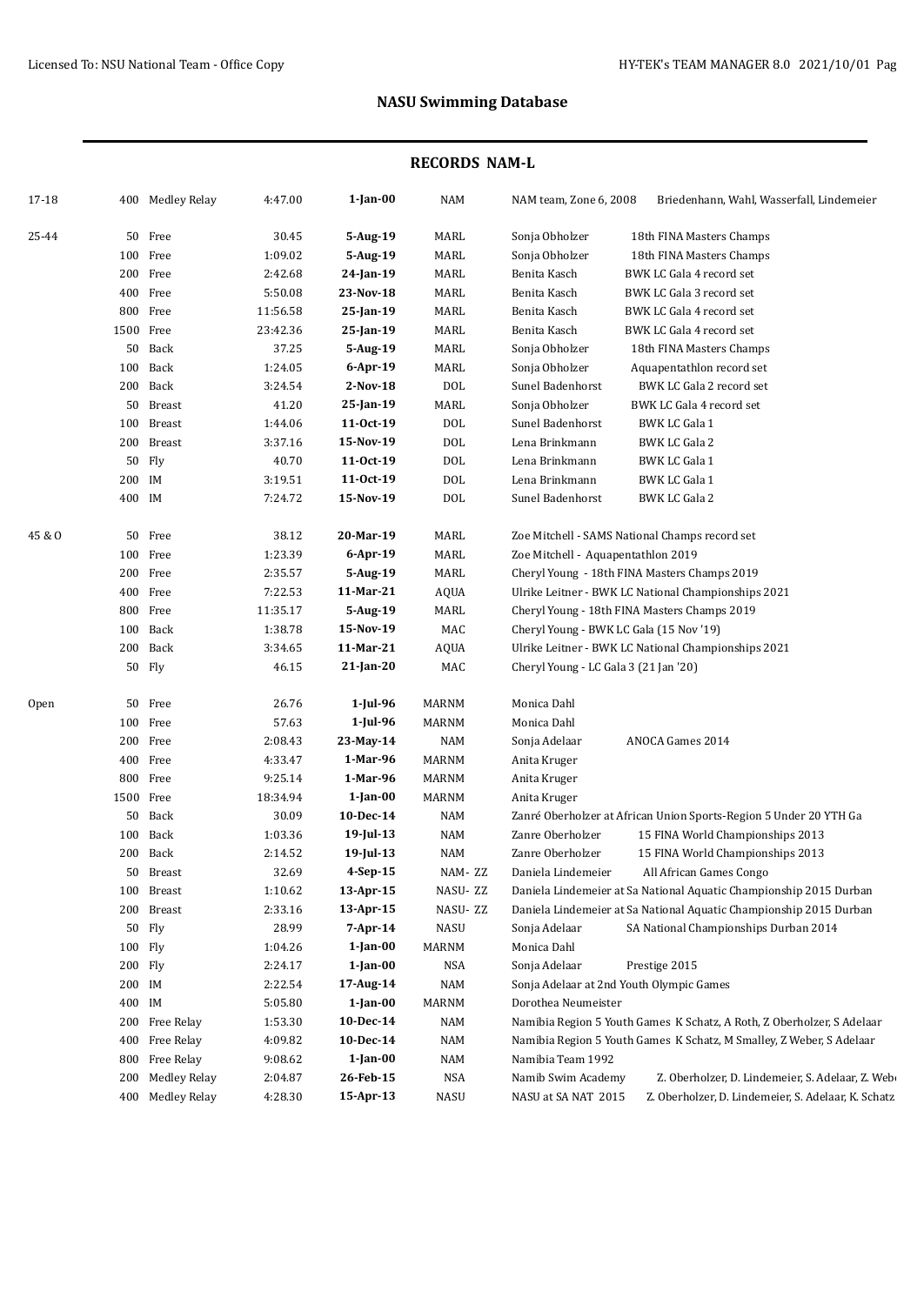## NASU Swimming Database

### RECORDS NAM-L

| Age | Dist | Event | Time | Date | Club | Swimmer / Details | Meet |
|---|---|---|---|---|---|---|---|
| 17-18 | 400 | Medley Relay | 4:47.00 | **1-Jan-00** | NAM | NAM team, Zone 6, 2008 | Briedenhann, Wahl, Wasserfall, Lindemeier |
| 25-44 | 50 | Free | 30.45 | **5-Aug-19** | MARL | Sonja Obholzer | 18th FINA Masters Champs |
| | 100 | Free | 1:09.02 | **5-Aug-19** | MARL | Sonja Obholzer | 18th FINA Masters Champs |
| | 200 | Free | 2:42.68 | **24-Jan-19** | MARL | Benita Kasch | BWK LC Gala 4 record set |
| | 400 | Free | 5:50.08 | **23-Nov-18** | MARL | Benita Kasch | BWK LC Gala 3 record set |
| | 800 | Free | 11:56.58 | **25-Jan-19** | MARL | Benita Kasch | BWK LC Gala 4 record set |
| | 1500 | Free | 23:42.36 | **25-Jan-19** | MARL | Benita Kasch | BWK LC Gala 4 record set |
| | 50 | Back | 37.25 | **5-Aug-19** | MARL | Sonja Obholzer | 18th FINA Masters Champs |
| | 100 | Back | 1:24.05 | **6-Apr-19** | MARL | Sonja Obholzer | Aquapentathlon record set |
| | 200 | Back | 3:24.54 | **2-Nov-18** | DOL | Sunel Badenhorst | BWK LC Gala 2 record set |
| | 50 | Breast | 41.20 | **25-Jan-19** | MARL | Sonja Obholzer | BWK LC Gala 4 record set |
| | 100 | Breast | 1:44.06 | **11-Oct-19** | DOL | Sunel Badenhorst | BWK LC Gala 1 |
| | 200 | Breast | 3:37.16 | **15-Nov-19** | DOL | Lena Brinkmann | BWK LC Gala 2 |
| | 50 | Fly | 40.70 | **11-Oct-19** | DOL | Lena Brinkmann | BWK LC Gala 1 |
| | 200 | IM | 3:19.51 | **11-Oct-19** | DOL | Lena Brinkmann | BWK LC Gala 1 |
| | 400 | IM | 7:24.72 | **15-Nov-19** | DOL | Sunel Badenhorst | BWK LC Gala 2 |
| 45 & O | 50 | Free | 38.12 | **20-Mar-19** | MARL | Zoe Mitchell - SAMS National Champs record set | |
| | 100 | Free | 1:23.39 | **6-Apr-19** | MARL | Zoe Mitchell - Aquapentathlon 2019 | |
| | 200 | Free | 2:35.57 | **5-Aug-19** | MARL | Cheryl Young - 18th FINA Masters Champs 2019 | |
| | 400 | Free | 7:22.53 | **11-Mar-21** | AQUA | Ulrike Leitner - BWK LC National Championships 2021 | |
| | 800 | Free | 11:35.17 | **5-Aug-19** | MARL | Cheryl Young - 18th FINA Masters Champs 2019 | |
| | 100 | Back | 1:38.78 | **15-Nov-19** | MAC | Cheryl Young - BWK LC Gala (15 Nov '19) | |
| | 200 | Back | 3:34.65 | **11-Mar-21** | AQUA | Ulrike Leitner - BWK LC National Championships 2021 | |
| | 50 | Fly | 46.15 | **21-Jan-20** | MAC | Cheryl Young - LC Gala 3 (21 Jan '20) | |
| Open | 50 | Free | 26.76 | **1-Jul-96** | MARNM | Monica Dahl | |
| | 100 | Free | 57.63 | **1-Jul-96** | MARNM | Monica Dahl | |
| | 200 | Free | 2:08.43 | **23-May-14** | NAM | Sonja Adelaar | ANOCA Games 2014 |
| | 400 | Free | 4:33.47 | **1-Mar-96** | MARNM | Anita Kruger | |
| | 800 | Free | 9:25.14 | **1-Mar-96** | MARNM | Anita Kruger | |
| | 1500 | Free | 18:34.94 | **1-Jan-00** | MARNM | Anita Kruger | |
| | 50 | Back | 30.09 | **10-Dec-14** | NAM | Zanré Oberholzer at African Union Sports-Region 5 Under 20 YTH Ga | |
| | 100 | Back | 1:03.36 | **19-Jul-13** | NAM | Zanre Oberholzer | 15 FINA World Championships 2013 |
| | 200 | Back | 2:14.52 | **19-Jul-13** | NAM | Zanre Oberholzer | 15 FINA World Championships 2013 |
| | 50 | Breast | 32.69 | **4-Sep-15** | NAM- ZZ | Daniela Lindemeier | All African Games Congo |
| | 100 | Breast | 1:10.62 | **13-Apr-15** | NASU- ZZ | Daniela Lindemeier at Sa National Aquatic Championship 2015 Durban | |
| | 200 | Breast | 2:33.16 | **13-Apr-15** | NASU- ZZ | Daniela Lindemeier at Sa National Aquatic Championship 2015 Durban | |
| | 50 | Fly | 28.99 | **7-Apr-14** | NASU | Sonja Adelaar | SA National Championships Durban 2014 |
| | 100 | Fly | 1:04.26 | **1-Jan-00** | MARNM | Monica Dahl | |
| | 200 | Fly | 2:24.17 | **1-Jan-00** | NSA | Sonja Adelaar | Prestige 2015 |
| | 200 | IM | 2:22.54 | **17-Aug-14** | NAM | Sonja Adelaar at 2nd Youth Olympic Games | |
| | 400 | IM | 5:05.80 | **1-Jan-00** | MARNM | Dorothea Neumeister | |
| | 200 | Free Relay | 1:53.30 | **10-Dec-14** | NAM | Namibia Region 5 Youth Games K Schatz, A Roth, Z Oberholzer, S Adelaar | |
| | 400 | Free Relay | 4:09.82 | **10-Dec-14** | NAM | Namibia Region 5 Youth Games K Schatz, M Smalley, Z Weber, S Adelaar | |
| | 800 | Free Relay | 9:08.62 | **1-Jan-00** | NAM | Namibia Team 1992 | |
| | 200 | Medley Relay | 2:04.87 | **26-Feb-15** | NSA | Namib Swim Academy | Z. Oberholzer, D. Lindemeier, S. Adelaar, Z. Web |
| | 400 | Medley Relay | 4:28.30 | **15-Apr-13** | NASU | NASU at SA NAT 2015 | Z. Oberholzer, D. Lindemeier, S. Adelaar, K. Schatz |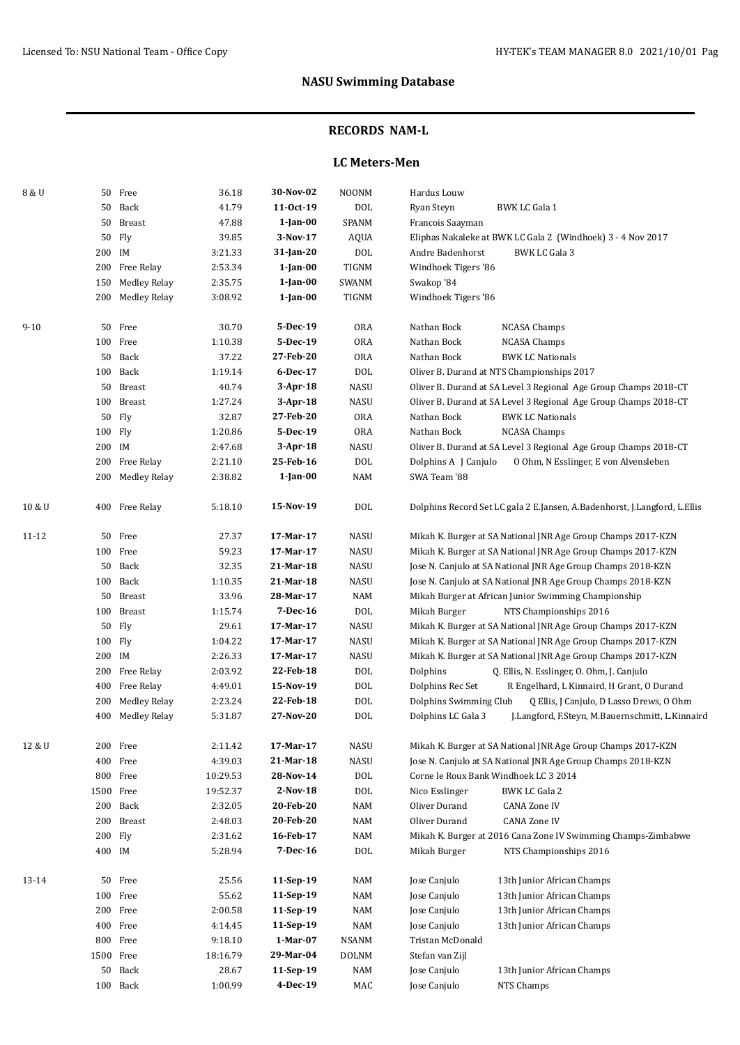## NASU Swimming Database

### RECORDS NAM-L

#### LC Meters-Men

| Age Group | Event | | Time | Date | Team | Name / Meet |
|---|---|---|---|---|---|---|
| 8 & U | 50 | Free | 36.18 | **30-Nov-02** | NOONM | Hardus Louw |
| | 50 | Back | 41.79 | **11-Oct-19** | DOL | Ryan Steyn BWK LC Gala 1 |
| | 50 | Breast | 47.88 | **1-Jan-00** | SPANM | Francois Saayman |
| | 50 | Fly | 39.85 | **3-Nov-17** | AQUA | Eliphas Nakaleke at BWK LC Gala 2 (Windhoek) 3 - 4 Nov 2017 |
| | 200 | IM | 3:21.33 | **31-Jan-20** | DOL | Andre Badenhorst BWK LC Gala 3 |
| | 200 | Free Relay | 2:53.34 | **1-Jan-00** | TIGNM | Windhoek Tigers '86 |
| | 150 | Medley Relay | 2:35.75 | **1-Jan-00** | SWANM | Swakop '84 |
| | 200 | Medley Relay | 3:08.92 | **1-Jan-00** | TIGNM | Windhoek Tigers '86 |
| 9-10 | 50 | Free | 30.70 | **5-Dec-19** | ORA | Nathan Bock NCASA Champs |
| | 100 | Free | 1:10.38 | **5-Dec-19** | ORA | Nathan Bock NCASA Champs |
| | 50 | Back | 37.22 | **27-Feb-20** | ORA | Nathan Bock BWK LC Nationals |
| | 100 | Back | 1:19.14 | **6-Dec-17** | DOL | Oliver B. Durand at NTS Championships 2017 |
| | 50 | Breast | 40.74 | **3-Apr-18** | NASU | Oliver B. Durand at SA Level 3 Regional Age Group Champs 2018-CT |
| | 100 | Breast | 1:27.24 | **3-Apr-18** | NASU | Oliver B. Durand at SA Level 3 Regional Age Group Champs 2018-CT |
| | 50 | Fly | 32.87 | **27-Feb-20** | ORA | Nathan Bock BWK LC Nationals |
| | 100 | Fly | 1:20.86 | **5-Dec-19** | ORA | Nathan Bock NCASA Champs |
| | 200 | IM | 2:47.68 | **3-Apr-18** | NASU | Oliver B. Durand at SA Level 3 Regional Age Group Champs 2018-CT |
| | 200 | Free Relay | 2:21.10 | **25-Feb-16** | DOL | Dolphins A J Canjulo O Ohm, N Esslinger, E von Alvensleben |
| | 200 | Medley Relay | 2:38.82 | **1-Jan-00** | NAM | SWA Team '88 |
| 10 & U | 400 | Free Relay | 5:18.10 | **15-Nov-19** | DOL | Dolphins Record Set LC gala 2 E.Jansen, A.Badenhorst, J.Langford, L.Ellis |
| 11-12 | 50 | Free | 27.37 | **17-Mar-17** | NASU | Mikah K. Burger at SA National JNR Age Group Champs 2017-KZN |
| | 100 | Free | 59.23 | **17-Mar-17** | NASU | Mikah K. Burger at SA National JNR Age Group Champs 2017-KZN |
| | 50 | Back | 32.35 | **21-Mar-18** | NASU | Jose N. Canjulo at SA National JNR Age Group Champs 2018-KZN |
| | 100 | Back | 1:10.35 | **21-Mar-18** | NASU | Jose N. Canjulo at SA National JNR Age Group Champs 2018-KZN |
| | 50 | Breast | 33.96 | **28-Mar-17** | NAM | Mikah Burger at African Junior Swimming Championship |
| | 100 | Breast | 1:15.74 | **7-Dec-16** | DOL | Mikah Burger NTS Championships 2016 |
| | 50 | Fly | 29.61 | **17-Mar-17** | NASU | Mikah K. Burger at SA National JNR Age Group Champs 2017-KZN |
| | 100 | Fly | 1:04.22 | **17-Mar-17** | NASU | Mikah K. Burger at SA National JNR Age Group Champs 2017-KZN |
| | 200 | IM | 2:26.33 | **17-Mar-17** | NASU | Mikah K. Burger at SA National JNR Age Group Champs 2017-KZN |
| | 200 | Free Relay | 2:03.92 | **22-Feb-18** | DOL | Dolphins Q. Ellis, N. Esslinger, O. Ohm, J. Canjulo |
| | 400 | Free Relay | 4:49.01 | **15-Nov-19** | DOL | Dolphins Rec Set R Engelhard, L Kinnaird, H Grant, O Durand |
| | 200 | Medley Relay | 2:23.24 | **22-Feb-18** | DOL | Dolphins Swimming Club Q Ellis, J Canjulo, D Lasso Drews, O Ohm |
| | 400 | Medley Relay | 5:31.87 | **27-Nov-20** | DOL | Dolphins LC Gala 3 J.Langford, F.Steyn, M.Bauernschmitt, L.Kinnaird |
| 12 & U | 200 | Free | 2:11.42 | **17-Mar-17** | NASU | Mikah K. Burger at SA National JNR Age Group Champs 2017-KZN |
| | 400 | Free | 4:39.03 | **21-Mar-18** | NASU | Jose N. Canjulo at SA National JNR Age Group Champs 2018-KZN |
| | 800 | Free | 10:29.53 | **28-Nov-14** | DOL | Corne le Roux Bank Windhoek LC 3 2014 |
| | 1500 | Free | 19:52.37 | **2-Nov-18** | DOL | Nico Esslinger BWK LC Gala 2 |
| | 200 | Back | 2:32.05 | **20-Feb-20** | NAM | Oliver Durand CANA Zone IV |
| | 200 | Breast | 2:48.03 | **20-Feb-20** | NAM | Oliver Durand CANA Zone IV |
| | 200 | Fly | 2:31.62 | **16-Feb-17** | NAM | Mikah K. Burger at 2016 Cana Zone IV Swimming Champs-Zimbabwe |
| | 400 | IM | 5:28.94 | **7-Dec-16** | DOL | Mikah Burger NTS Championships 2016 |
| 13-14 | 50 | Free | 25.56 | **11-Sep-19** | NAM | Jose Canjulo 13th Junior African Champs |
| | 100 | Free | 55.62 | **11-Sep-19** | NAM | Jose Canjulo 13th Junior African Champs |
| | 200 | Free | 2:00.58 | **11-Sep-19** | NAM | Jose Canjulo 13th Junior African Champs |
| | 400 | Free | 4:14.45 | **11-Sep-19** | NAM | Jose Canjulo 13th Junior African Champs |
| | 800 | Free | 9:18.10 | **1-Mar-07** | NSANM | Tristan McDonald |
| | 1500 | Free | 18:16.79 | **29-Mar-04** | DOLNM | Stefan van Zijl |
| | 50 | Back | 28.67 | **11-Sep-19** | NAM | Jose Canjulo 13th Junior African Champs |
| | 100 | Back | 1:00.99 | **4-Dec-19** | MAC | Jose Canjulo NTS Champs |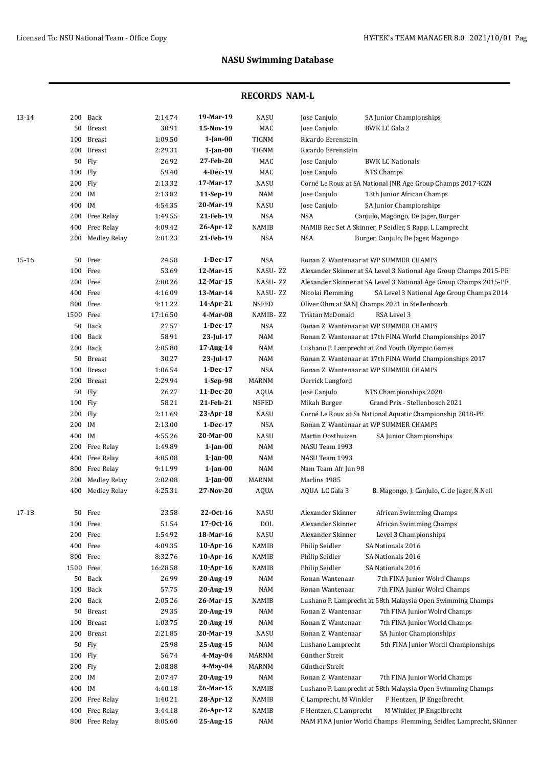# NASU Swimming Database

## RECORDS NAM-L

| Age | Event | | Time | Date | Team | Details | |
|---|---|---|---|---|---|---|---|
| 13-14 | 200 | Back | 2:14.74 | **19-Mar-19** | NASU | Jose Canjulo | SA Junior Championships |
| | 50 | Breast | 30.91 | **15-Nov-19** | MAC | Jose Canjulo | BWK LC Gala 2 |
| | 100 | Breast | 1:09.50 | **1-Jan-00** | TIGNM | Ricardo Eerenstein | |
| | 200 | Breast | 2:29.31 | **1-Jan-00** | TIGNM | Ricardo Eerenstein | |
| | 50 | Fly | 26.92 | **27-Feb-20** | MAC | Jose Canjulo | BWK LC Nationals |
| | 100 | Fly | 59.40 | **4-Dec-19** | MAC | Jose Canjulo | NTS Champs |
| | 200 | Fly | 2:13.32 | **17-Mar-17** | NASU | Corné Le Roux at SA National JNR Age Group Champs 2017-KZN | |
| | 200 | IM | 2:13.82 | **11-Sep-19** | NAM | Jose Canjulo | 13th Junior African Champs |
| | 400 | IM | 4:54.35 | **20-Mar-19** | NASU | Jose Canjulo | SA Junior Championships |
| | 200 | Free Relay | 1:49.55 | **21-Feb-19** | NSA | NSA | Canjulo, Magongo, De Jager, Burger |
| | 400 | Free Relay | 4:09.42 | **26-Apr-12** | NAMIB | NAMIB Rec Set A Skinner, P Seidler, S Rapp, L Lamprecht | |
| | 200 | Medley Relay | 2:01.23 | **21-Feb-19** | NSA | NSA | Burger, Canjulo, De Jager, Magongo |
| 15-16 | 50 | Free | 24.58 | **1-Dec-17** | NSA | Ronan Z. Wantenaar at WP SUMMER CHAMPS | |
| | 100 | Free | 53.69 | **12-Mar-15** | NASU- ZZ | Alexander Skinner at SA Level 3 National Age Group Champs 2015-PE | |
| | 200 | Free | 2:00.26 | **12-Mar-15** | NASU- ZZ | Alexander Skinner at SA Level 3 National Age Group Champs 2015-PE | |
| | 400 | Free | 4:16.09 | **13-Mar-14** | NASU- ZZ | Nicolai Flemming | SA Level 3 National Age Group Champs 2014 |
| | 800 | Free | 9:11.22 | **14-Apr-21** | NSFED | Oliver Ohm at SANJ Champs 2021 in Stellenbosch | |
| | 1500 | Free | 17:16.50 | **4-Mar-08** | NAMIB- ZZ | Tristan McDonald | RSA Level 3 |
| | 50 | Back | 27.57 | **1-Dec-17** | NSA | Ronan Z. Wantenaar at WP SUMMER CHAMPS | |
| | 100 | Back | 58.91 | **23-Jul-17** | NAM | Ronan Z. Wantenaar at 17th FINA World Championships 2017 | |
| | 200 | Back | 2:05.80 | **17-Aug-14** | NAM | Lushano P. Lamprecht at 2nd Youth Olympic Games | |
| | 50 | Breast | 30.27 | **23-Jul-17** | NAM | Ronan Z. Wantenaar at 17th FINA World Championships 2017 | |
| | 100 | Breast | 1:06.54 | **1-Dec-17** | NSA | Ronan Z. Wantenaar at WP SUMMER CHAMPS | |
| | 200 | Breast | 2:29.94 | **1-Sep-98** | MARNM | Derrick Langford | |
| | 50 | Fly | 26.27 | **11-Dec-20** | AQUA | Jose Canjulo | NTS Championships 2020 |
| | 100 | Fly | 58.21 | **21-Feb-21** | NSFED | Mikah Burger | Grand Prix - Stellenbosch 2021 |
| | 200 | Fly | 2:11.69 | **23-Apr-18** | NASU | Corné Le Roux at Sa National Aquatic Championship 2018-PE | |
| | 200 | IM | 2:13.00 | **1-Dec-17** | NSA | Ronan Z. Wantenaar at WP SUMMER CHAMPS | |
| | 400 | IM | 4:55.26 | **20-Mar-00** | NASU | Martin Oosthuizen | SA Junior Championships |
| | 200 | Free Relay | 1:49.89 | **1-Jan-00** | NAM | NASU Team 1993 | |
| | 400 | Free Relay | 4:05.08 | **1-Jan-00** | NAM | NASU Team 1993 | |
| | 800 | Free Relay | 9:11.99 | **1-Jan-00** | NAM | Nam Team Afr Jun 98 | |
| | 200 | Medley Relay | 2:02.08 | **1-Jan-00** | MARNM | Marlins 1985 | |
| | 400 | Medley Relay | 4:25.31 | **27-Nov-20** | AQUA | AQUA LC Gala 3 | B. Magongo, J. Canjulo, C. de Jager, N.Nell |
| 17-18 | 50 | Free | 23.58 | **22-Oct-16** | NASU | Alexander Skinner | African Swimming Champs |
| | 100 | Free | 51.54 | **17-Oct-16** | DOL | Alexander Skinner | African Swimming Champs |
| | 200 | Free | 1:54.92 | **18-Mar-16** | NASU | Alexander Skinner | Level 3 Championships |
| | 400 | Free | 4:09.35 | **10-Apr-16** | NAMIB | Philip Seidler | SA Nationals 2016 |
| | 800 | Free | 8:32.76 | **10-Apr-16** | NAMIB | Philip Seidler | SA Nationals 2016 |
| | 1500 | Free | 16:28.58 | **10-Apr-16** | NAMIB | Philip Seidler | SA Nationals 2016 |
| | 50 | Back | 26.99 | **20-Aug-19** | NAM | Ronan Wantenaar | 7th FINA Junior Wolrd Champs |
| | 100 | Back | 57.75 | **20-Aug-19** | NAM | Ronan Wantenaar | 7th FINA Junior World Champs |
| | 200 | Back | 2:05.26 | **26-Mar-15** | NAMIB | Lushano P. Lamprecht at 58th Malaysia Open Swimming Champs | |
| | 50 | Breast | 29.35 | **20-Aug-19** | NAM | Ronan Z. Wantenaar | 7th FINA Junior Wolrd Champs |
| | 100 | Breast | 1:03.75 | **20-Aug-19** | NAM | Ronan Z. Wantenaar | 7th FINA Junior World Champs |
| | 200 | Breast | 2:21.85 | **20-Mar-19** | NASU | Ronan Z. Wantenaar | SA Junior Championships |
| | 50 | Fly | 25.98 | **25-Aug-15** | NAM | Lushano Lamprecht | 5th FINA Junior Wordl Championships |
| | 100 | Fly | 56.74 | **4-May-04** | MARNM | Günther Streit | |
| | 200 | Fly | 2:08.88 | **4-May-04** | MARNM | Günther Streit | |
| | 200 | IM | 2:07.47 | **20-Aug-19** | NAM | Ronan Z. Wantenaar | 7th FINA Junior World Champs |
| | 400 | IM | 4:40.18 | **26-Mar-15** | NAMIB | Lushano P. Lamprecht at 58th Malaysia Open Swimming Champs | |
| | 200 | Free Relay | 1:40.21 | **28-Apr-12** | NAMIB | C Lamprecht, M Winkler | F Hentzen, JP Engelbrecht |
| | 400 | Free Relay | 3:44.18 | **26-Apr-12** | NAMIB | F Hentzen, C Lamprecht | M Winkler, JP Engelbrecht |
| | 800 | Free Relay | 8:05.60 | **25-Aug-15** | NAM | NAM FINA Junior World Champs Flemming, Seidler, Lamprecht, SKinner | |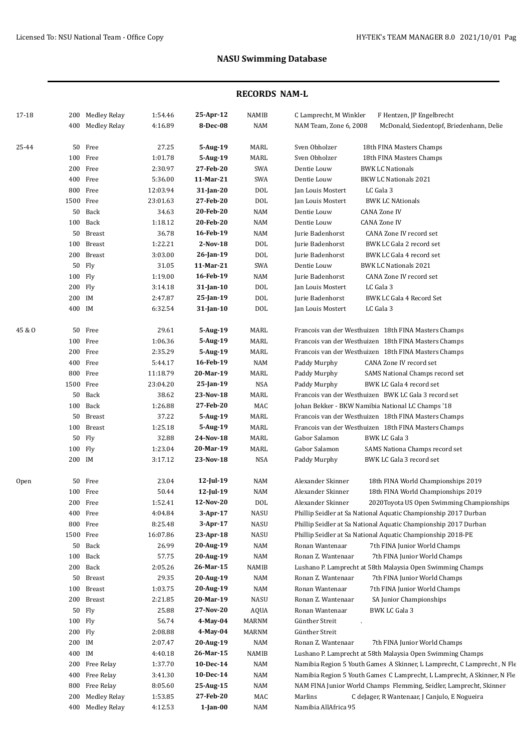## NASU Swimming Database

### RECORDS NAM-L

| Age Group | Distance | Event | Time | Date | Club | Name | Meet |
|---|---|---|---|---|---|---|---|
| 17-18 | 200 | Medley Relay | 1:54.46 | **25-Apr-12** | NAMIB | C Lamprecht, M Winkler | F Hentzen, JP Engelbrecht |
| | 400 | Medley Relay | 4:16.89 | **8-Dec-08** | NAM | NAM Team, Zone 6, 2008 | McDonald, Siedentopf, Briedenhann, Delie |
| 25-44 | 50 | Free | 27.25 | **5-Aug-19** | MARL | Sven Obholzer | 18th FINA Masters Champs |
| | 100 | Free | 1:01.78 | **5-Aug-19** | MARL | Sven Obholzer | 18th FINA Masters Champs |
| | 200 | Free | 2:30.97 | **27-Feb-20** | SWA | Dentie Louw | BWK LC Nationals |
| | 400 | Free | 5:36.00 | **11-Mar-21** | SWA | Dentie Louw | BKW LC Nationals 2021 |
| | 800 | Free | 12:03.94 | **31-Jan-20** | DOL | Jan Louis Mostert | LC Gala 3 |
| | 1500 | Free | 23:01.63 | **27-Feb-20** | DOL | Jan Louis Mostert | BWK LC NAtionals |
| | 50 | Back | 34.63 | **20-Feb-20** | NAM | Dentie Louw | CANA Zone IV |
| | 100 | Back | 1:18.12 | **20-Feb-20** | NAM | Dentie Louw | CANA Zone IV |
| | 50 | Breast | 36.78 | **16-Feb-19** | NAM | Jurie Badenhorst | CANA Zone IV record set |
| | 100 | Breast | 1:22.21 | **2-Nov-18** | DOL | Jurie Badenhorst | BWK LC Gala 2 record set |
| | 200 | Breast | 3:03.00 | **26-Jan-19** | DOL | Jurie Badenhorst | BWK LC Gala 4 record set |
| | 50 | Fly | 31.05 | **11-Mar-21** | SWA | Dentie Louw | BWK LC Nationals 2021 |
| | 100 | Fly | 1:19.00 | **16-Feb-19** | NAM | Jurie Badenhorst | CANA Zone IV record set |
| | 200 | Fly | 3:14.18 | **31-Jan-10** | DOL | Jan Louis Mostert | LC Gala 3 |
| | 200 | IM | 2:47.87 | **25-Jan-19** | DOL | Jurie Badenhorst | BWK LC Gala 4 Record Set |
| | 400 | IM | 6:32.54 | **31-Jan-10** | DOL | Jan Louis Mostert | LC Gala 3 |
| 45 & O | 50 | Free | 29.61 | **5-Aug-19** | MARL | Francois van der Westhuizen | 18th FINA Masters Champs |
| | 100 | Free | 1:06.36 | **5-Aug-19** | MARL | Francois van der Westhuizen | 18th FINA Masters Champs |
| | 200 | Free | 2:35.29 | **5-Aug-19** | MARL | Francois van der Westhuizen | 18th FINA Masters Champs |
| | 400 | Free | 5:44.17 | **16-Feb-19** | NAM | Paddy Murphy | CANA Zone IV record set |
| | 800 | Free | 11:18.79 | **20-Mar-19** | MARL | Paddy Murphy | SAMS National Champs record set |
| | 1500 | Free | 23:04.20 | **25-Jan-19** | NSA | Paddy Murphy | BWK LC Gala 4 record set |
| | 50 | Back | 38.62 | **23-Nov-18** | MARL | Francois van der Westhuizen | BWK LC Gala 3 record set |
| | 100 | Back | 1:26.88 | **27-Feb-20** | MAC | Johan Bekker - BKW Namibia National LC Champs '18 | |
| | 50 | Breast | 37.22 | **5-Aug-19** | MARL | Francois van der Westhuizen | 18th FINA Masters Champs |
| | 100 | Breast | 1:25.18 | **5-Aug-19** | MARL | Francois van der Westhuizen | 18th FINA Masters Champs |
| | 50 | Fly | 32.88 | **24-Nov-18** | MARL | Gabor Salamon | BWK LC Gala 3 |
| | 100 | Fly | 1:23.04 | **20-Mar-19** | MARL | Gabor Salamon | SAMS Nationa Champs record set |
| | 200 | IM | 3:17.12 | **23-Nov-18** | NSA | Paddy Murphy | BWK LC Gala 3 record set |
| Open | 50 | Free | 23.04 | **12-Jul-19** | NAM | Alexander Skinner | 18th FINA World Championships 2019 |
| | 100 | Free | 50.44 | **12-Jul-19** | NAM | Alexander Skinner | 18th FINA World Championships 2019 |
| | 200 | Free | 1:52.41 | **12-Nov-20** | DOL | Alexander Skinner | 2020Toyota US Open Swimming Championships |
| | 400 | Free | 4:04.84 | **3-Apr-17** | NASU | Phillip Seidler at Sa National Aquatic Championship 2017 Durban | |
| | 800 | Free | 8:25.48 | **3-Apr-17** | NASU | Phillip Seidler at Sa National Aquatic Championship 2017 Durban | |
| | 1500 | Free | 16:07.86 | **23-Apr-18** | NASU | Phillip Seidler at Sa National Aquatic Championship 2018-PE | |
| | 50 | Back | 26.99 | **20-Aug-19** | NAM | Ronan Wantenaar | 7th FINA Junior World Champs |
| | 100 | Back | 57.75 | **20-Aug-19** | NAM | Ronan Z. Wantenaar | 7th FINA Junior World Champs |
| | 200 | Back | 2:05.26 | **26-Mar-15** | NAMIB | Lushano P. Lamprecht at 58th Malaysia Open Swimming Champs | |
| | 50 | Breast | 29.35 | **20-Aug-19** | NAM | Ronan Z. Wantenaar | 7th FINA Junior World Champs |
| | 100 | Breast | 1:03.75 | **20-Aug-19** | NAM | Ronan Wantenaar | 7th FINA Junior World Champs |
| | 200 | Breast | 2:21.85 | **20-Mar-19** | NASU | Ronan Z. Wantenaar | SA Junior Championships |
| | 50 | Fly | 25.88 | **27-Nov-20** | AQUA | Ronan Wantenaar | BWK LC Gala 3 |
| | 100 | Fly | 56.74 | **4-May-04** | MARNM | Günther Streit | . |
| | 200 | Fly | 2:08.88 | **4-May-04** | MARNM | Günther Streit | |
| | 200 | IM | 2:07.47 | **20-Aug-19** | NAM | Ronan Z. Wantenaar | 7th FINA Junior World Champs |
| | 400 | IM | 4:40.18 | **26-Mar-15** | NAMIB | Lushano P. Lamprecht at 58th Malaysia Open Swimming Champs | |
| | 200 | Free Relay | 1:37.70 | **10-Dec-14** | NAM | Namibia Region 5 Youth Games A Skinner, L Lamprecht, C Lamprecht , N Fle | |
| | 400 | Free Relay | 3:41.30 | **10-Dec-14** | NAM | Namibia Region 5 Youth Games C Lamprecht, L Lamprecht, A Skinner, N Fle | |
| | 800 | Free Relay | 8:05.60 | **25-Aug-15** | NAM | NAM FINA Junior World Champs Flemming, Seidler, Lamprecht, Skinner | |
| | 200 | Medley Relay | 1:53.85 | **27-Feb-20** | MAC | Marlins | C deJager, R Wantenaar, J Canjulo, E Nogueira |
| | 400 | Medley Relay | 4:12.53 | **1-Jan-00** | NAM | Namibia AllAfrica 95 | |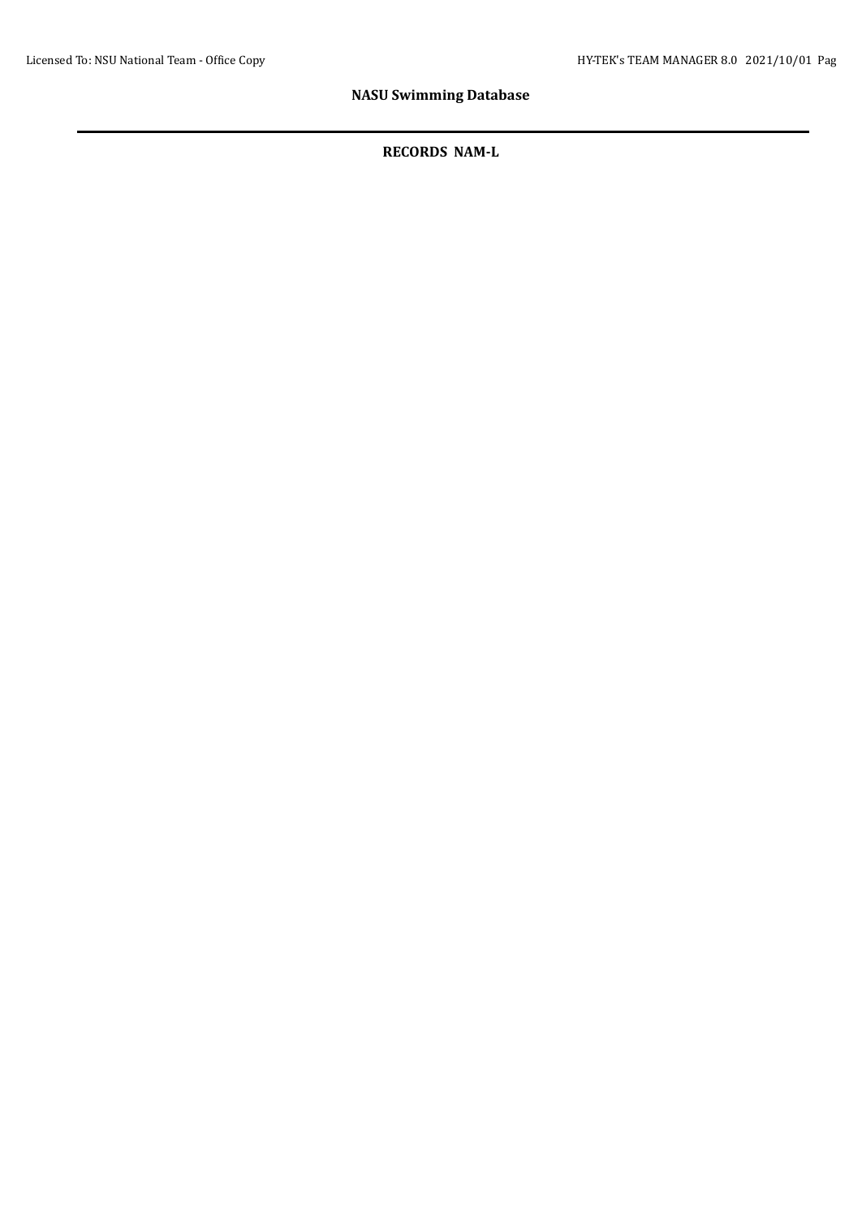**NASU Swimming Database**

---

**RECORDS NAM-L**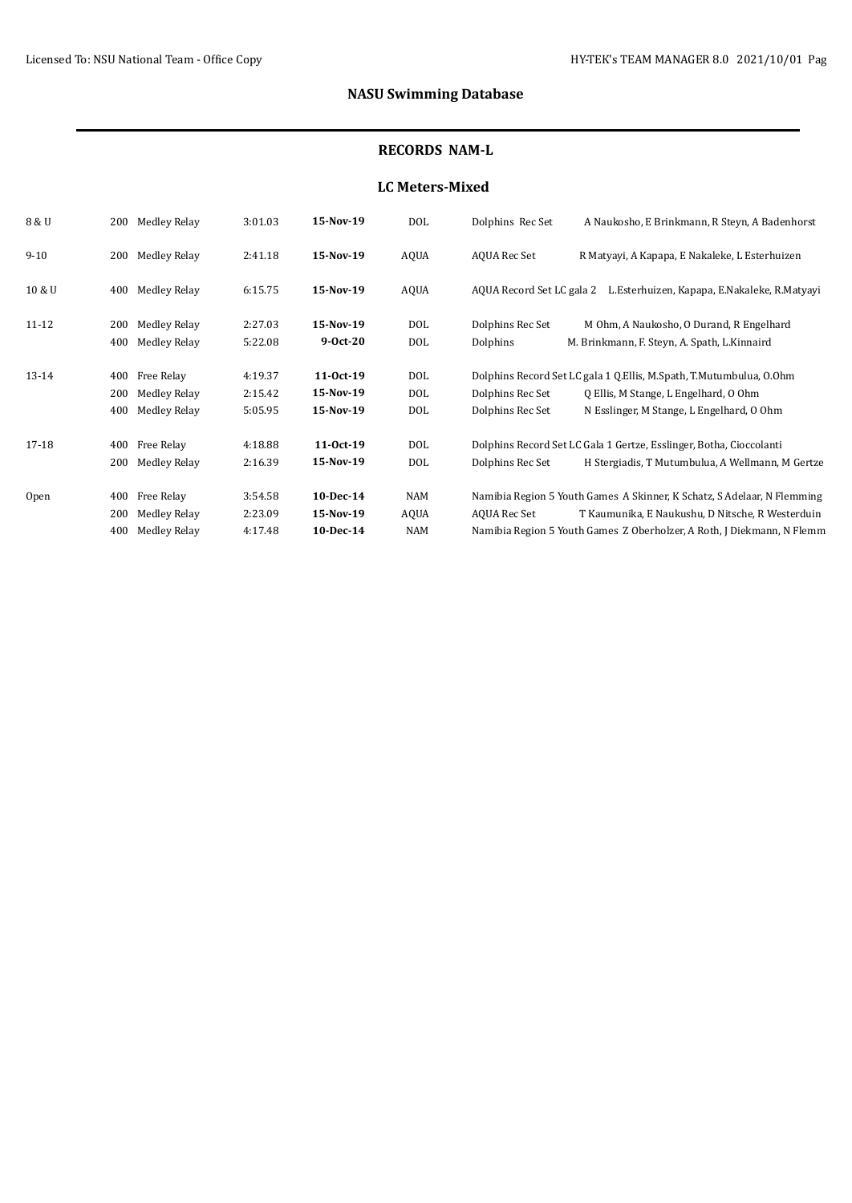## NASU Swimming Database

### RECORDS NAM-L

### LC Meters-Mixed

| | | | | | | | |
|---|---|---|---|---|---|---|---|
| 8 & U | 200 | Medley Relay | 3:01.03 | **15-Nov-19** | DOL | Dolphins Rec Set | A Naukosho, E Brinkmann, R Steyn, A Badenhorst |
| 9-10 | 200 | Medley Relay | 2:41.18 | **15-Nov-19** | AQUA | AQUA Rec Set | R Matyayi, A Kapapa, E Nakaleke, L Esterhuizen |
| 10 & U | 400 | Medley Relay | 6:15.75 | **15-Nov-19** | AQUA | AQUA Record Set LC gala 2 | L.Esterhuizen, Kapapa, E.Nakaleke, R.Matyayi |
| 11-12 | 200 | Medley Relay | 2:27.03 | **15-Nov-19** | DOL | Dolphins Rec Set | M Ohm, A Naukosho, O Durand, R Engelhard |
| | 400 | Medley Relay | 5:22.08 | **9-Oct-20** | DOL | Dolphins | M. Brinkmann, F. Steyn, A. Spath, L.Kinnaird |
| 13-14 | 400 | Free Relay | 4:19.37 | **11-Oct-19** | DOL | Dolphins Record Set LC gala 1 | Q.Ellis, M.Spath, T.Mutumbulua, O.Ohm |
| | 200 | Medley Relay | 2:15.42 | **15-Nov-19** | DOL | Dolphins Rec Set | Q Ellis, M Stange, L Engelhard, O Ohm |
| | 400 | Medley Relay | 5:05.95 | **15-Nov-19** | DOL | Dolphins Rec Set | N Esslinger, M Stange, L Engelhard, O Ohm |
| 17-18 | 400 | Free Relay | 4:18.88 | **11-Oct-19** | DOL | Dolphins Record Set LC Gala 1 | Gertze, Esslinger, Botha, Cioccolanti |
| | 200 | Medley Relay | 2:16.39 | **15-Nov-19** | DOL | Dolphins Rec Set | H Stergiadis, T Mutumbulua, A Wellmann, M Gertze |
| Open | 400 | Free Relay | 3:54.58 | **10-Dec-14** | NAM | Namibia Region 5 Youth Games | A Skinner, K Schatz, S Adelaar, N Flemming |
| | 200 | Medley Relay | 2:23.09 | **15-Nov-19** | AQUA | AQUA Rec Set | T Kaumunika, E Naukushu, D Nitsche, R Westerduin |
| | 400 | Medley Relay | 4:17.48 | **10-Dec-14** | NAM | Namibia Region 5 Youth Games | Z Oberholzer, A Roth, J Diekmann, N Flemm |